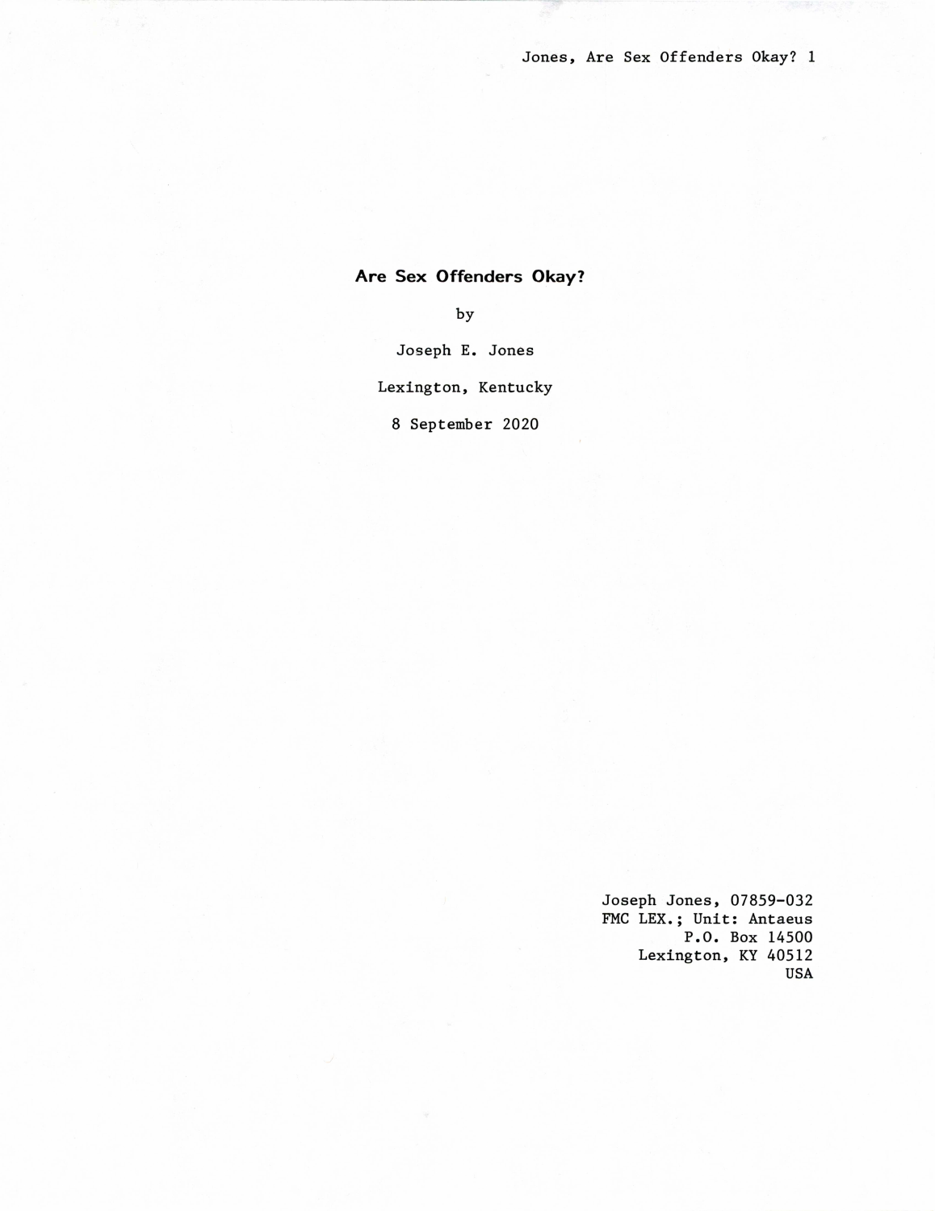# Are Sex Offenders Okay?

by

Joseph E. Jones

Lexington, Kentucky

8 September 2020

Joseph Jones, 07859-032
FMC LEX.; Unit: Antaeus
P.O. Box 14500
Lexington, KY 40512
USA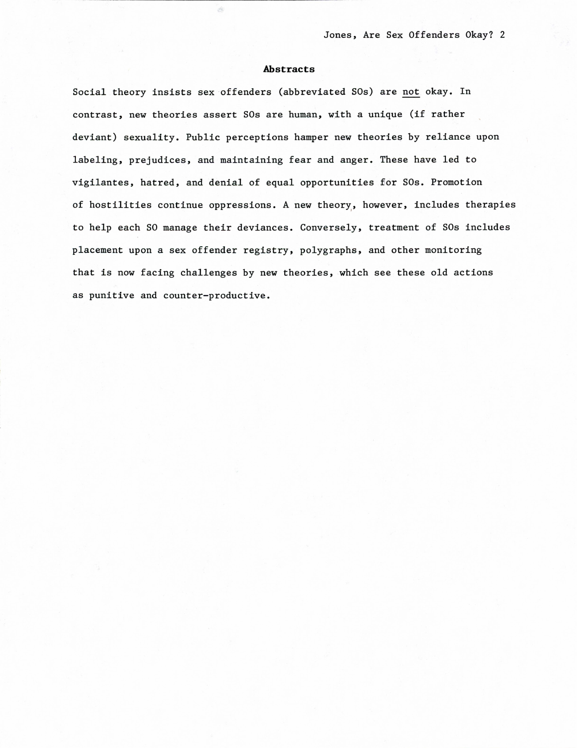## Abstracts

Social theory insists sex offenders (abbreviated SOs) are <u>not</u> okay. In contrast, new theories assert SOs are human, with a unique (if rather deviant) sexuality. Public perceptions hamper new theories by reliance upon labeling, prejudices, and maintaining fear and anger. These have led to vigilantes, hatred, and denial of equal opportunities for SOs. Promotion of hostilities continue oppressions. A new theory, however, includes therapies to help each SO manage their deviances. Conversely, treatment of SOs includes placement upon a sex offender registry, polygraphs, and other monitoring that is now facing challenges by new theories, which see these old actions as punitive and counter-productive.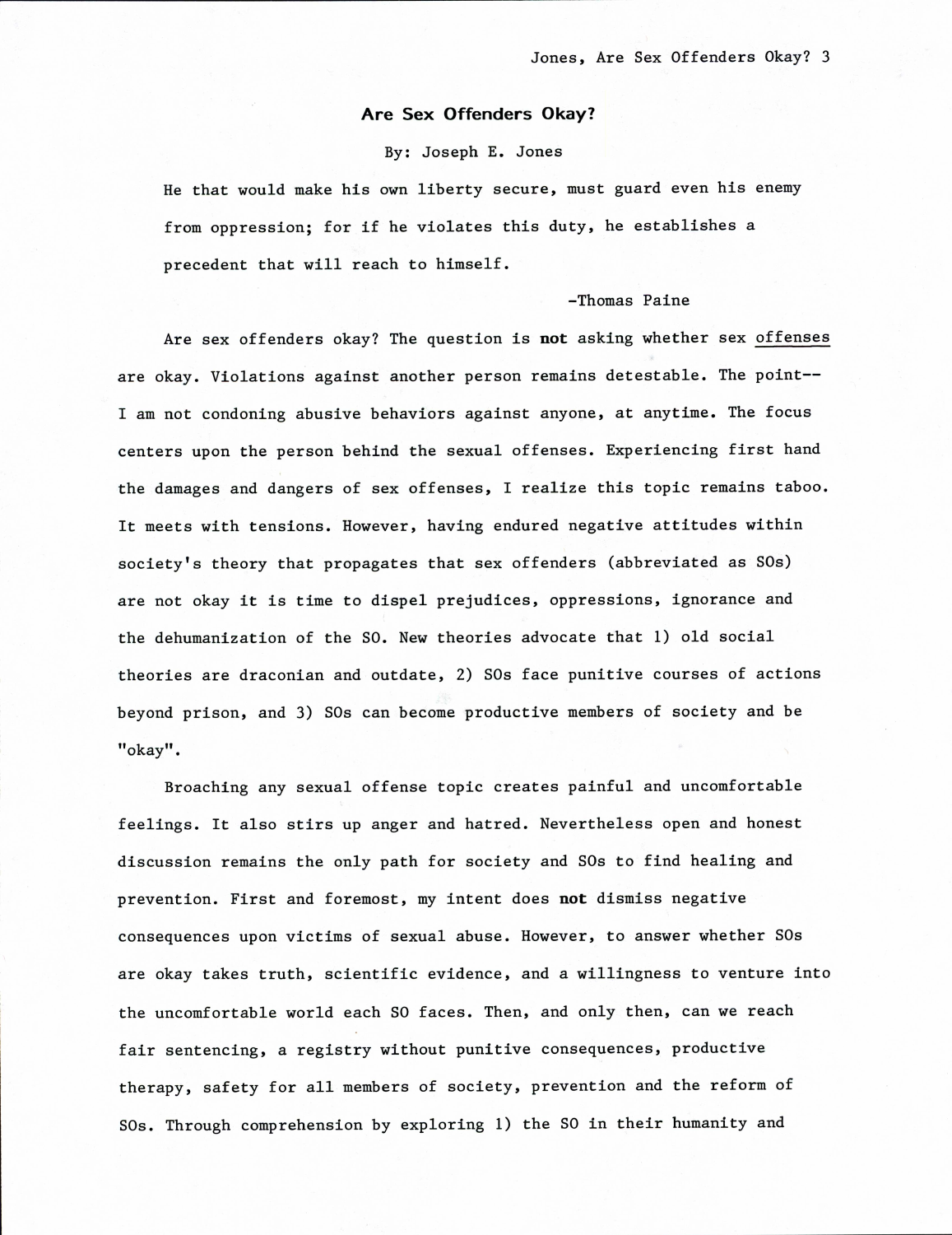## Are Sex Offenders Okay?

By: Joseph E. Jones

> He that would make his own liberty secure, must guard even his enemy from oppression; for if he violates this duty, he establishes a precedent that will reach to himself.
>
> -Thomas Paine

Are sex offenders okay? The question is **not** asking whether sex <u>offenses</u> are okay. Violations against another person remains detestable. The point--I am not condoning abusive behaviors against anyone, at anytime. The focus centers upon the person behind the sexual offenses. Experiencing first hand the damages and dangers of sex offenses, I realize this topic remains taboo. It meets with tensions. However, having endured negative attitudes within society's theory that propagates that sex offenders (abbreviated as SOs) are not okay it is time to dispel prejudices, oppressions, ignorance and the dehumanization of the SO. New theories advocate that 1) old social theories are draconian and outdate, 2) SOs face punitive courses of actions beyond prison, and 3) SOs can become productive members of society and be "okay".

Broaching any sexual offense topic creates painful and uncomfortable feelings. It also stirs up anger and hatred. Nevertheless open and honest discussion remains the only path for society and SOs to find healing and prevention. First and foremost, my intent does **not** dismiss negative consequences upon victims of sexual abuse. However, to answer whether SOs are okay takes truth, scientific evidence, and a willingness to venture into the uncomfortable world each SO faces. Then, and only then, can we reach fair sentencing, a registry without punitive consequences, productive therapy, safety for all members of society, prevention and the reform of SOs. Through comprehension by exploring 1) the SO in their humanity and